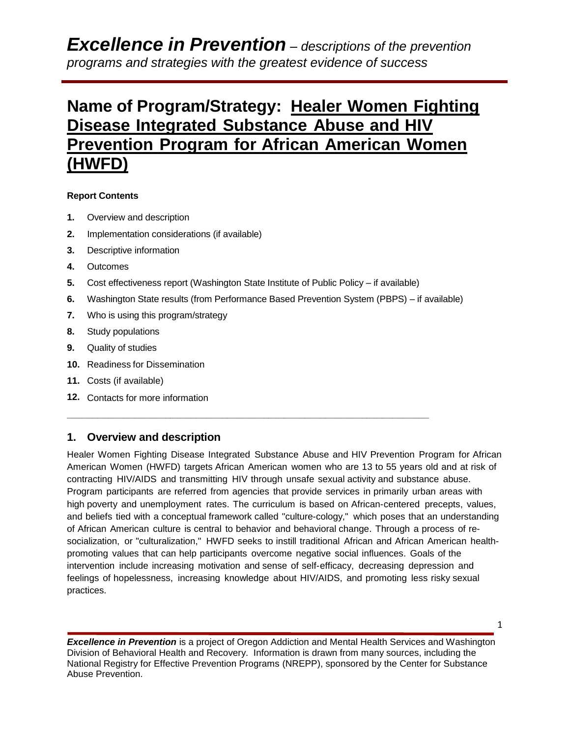# *Excellence in Prevention* – *descriptions of the prevention programs and strategies with the greatest evidence of success*

## Name of Program/Strategy: Healer Women Fighting Disease Integrated Substance Abuse and HIV Prevention Program for African American Women (HWFD)

**Report Contents**

1. Overview and description
2. Implementation considerations (if available)
3. Descriptive information
4. Outcomes
5. Cost effectiveness report (Washington State Institute of Public Policy – if available)
6. Washington State results (from Performance Based Prevention System (PBPS) – if available)
7. Who is using this program/strategy
8. Study populations
9. Quality of studies
10. Readiness for Dissemination
11. Costs (if available)
12. Contacts for more information

---

### 1. Overview and description

Healer Women Fighting Disease Integrated Substance Abuse and HIV Prevention Program for African American Women (HWFD) targets African American women who are 13 to 55 years old and at risk of contracting HIV/AIDS and transmitting HIV through unsafe sexual activity and substance abuse. Program participants are referred from agencies that provide services in primarily urban areas with high poverty and unemployment rates. The curriculum is based on African-centered precepts, values, and beliefs tied with a conceptual framework called "culture-cology," which poses that an understanding of African American culture is central to behavior and behavioral change. Through a process of re-socialization, or "culturalization," HWFD seeks to instill traditional African and African American health-promoting values that can help participants overcome negative social influences. Goals of the intervention include increasing motivation and sense of self-efficacy, decreasing depression and feelings of hopelessness, increasing knowledge about HIV/AIDS, and promoting less risky sexual practices.

***Excellence in Prevention*** is a project of Oregon Addiction and Mental Health Services and Washington Division of Behavioral Health and Recovery. Information is drawn from many sources, including the National Registry for Effective Prevention Programs (NREPP), sponsored by the Center for Substance Abuse Prevention.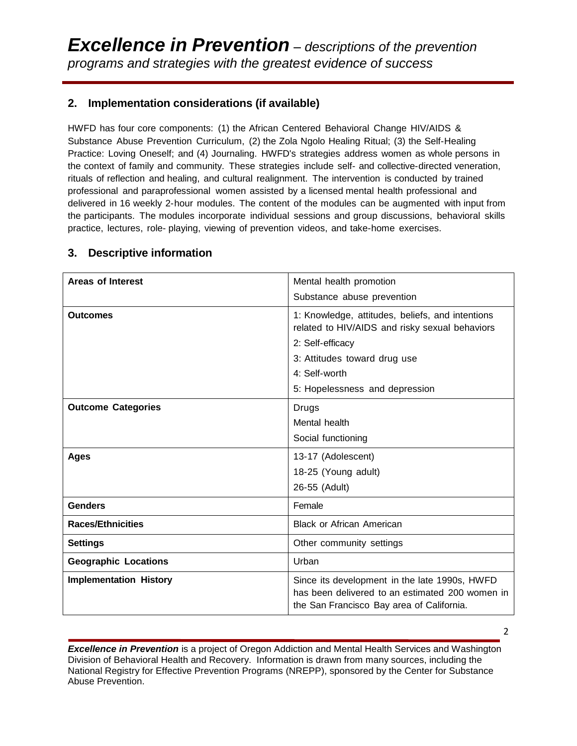## 2. Implementation considerations (if available)

HWFD has four core components: (1) the African Centered Behavioral Change HIV/AIDS & Substance Abuse Prevention Curriculum, (2) the Zola Ngolo Healing Ritual; (3) the Self-Healing Practice: Loving Oneself; and (4) Journaling. HWFD's strategies address women as whole persons in the context of family and community. These strategies include self- and collective-directed veneration, rituals of reflection and healing, and cultural realignment. The intervention is conducted by trained professional and paraprofessional women assisted by a licensed mental health professional and delivered in 16 weekly 2-hour modules. The content of the modules can be augmented with input from the participants. The modules incorporate individual sessions and group discussions, behavioral skills practice, lectures, role- playing, viewing of prevention videos, and take-home exercises.

## 3. Descriptive information

| | |
|---|---|
| **Areas of Interest** | Mental health promotion<br>Substance abuse prevention |
| **Outcomes** | 1: Knowledge, attitudes, beliefs, and intentions related to HIV/AIDS and risky sexual behaviors<br>2: Self-efficacy<br>3: Attitudes toward drug use<br>4: Self-worth<br>5: Hopelessness and depression |
| **Outcome Categories** | Drugs<br>Mental health<br>Social functioning |
| **Ages** | 13-17 (Adolescent)<br>18-25 (Young adult)<br>26-55 (Adult) |
| **Genders** | Female |
| **Races/Ethnicities** | Black or African American |
| **Settings** | Other community settings |
| **Geographic Locations** | Urban |
| **Implementation History** | Since its development in the late 1990s, HWFD has been delivered to an estimated 200 women in the San Francisco Bay area of California. |

***Excellence in Prevention*** is a project of Oregon Addiction and Mental Health Services and Washington Division of Behavioral Health and Recovery. Information is drawn from many sources, including the National Registry for Effective Prevention Programs (NREPP), sponsored by the Center for Substance Abuse Prevention.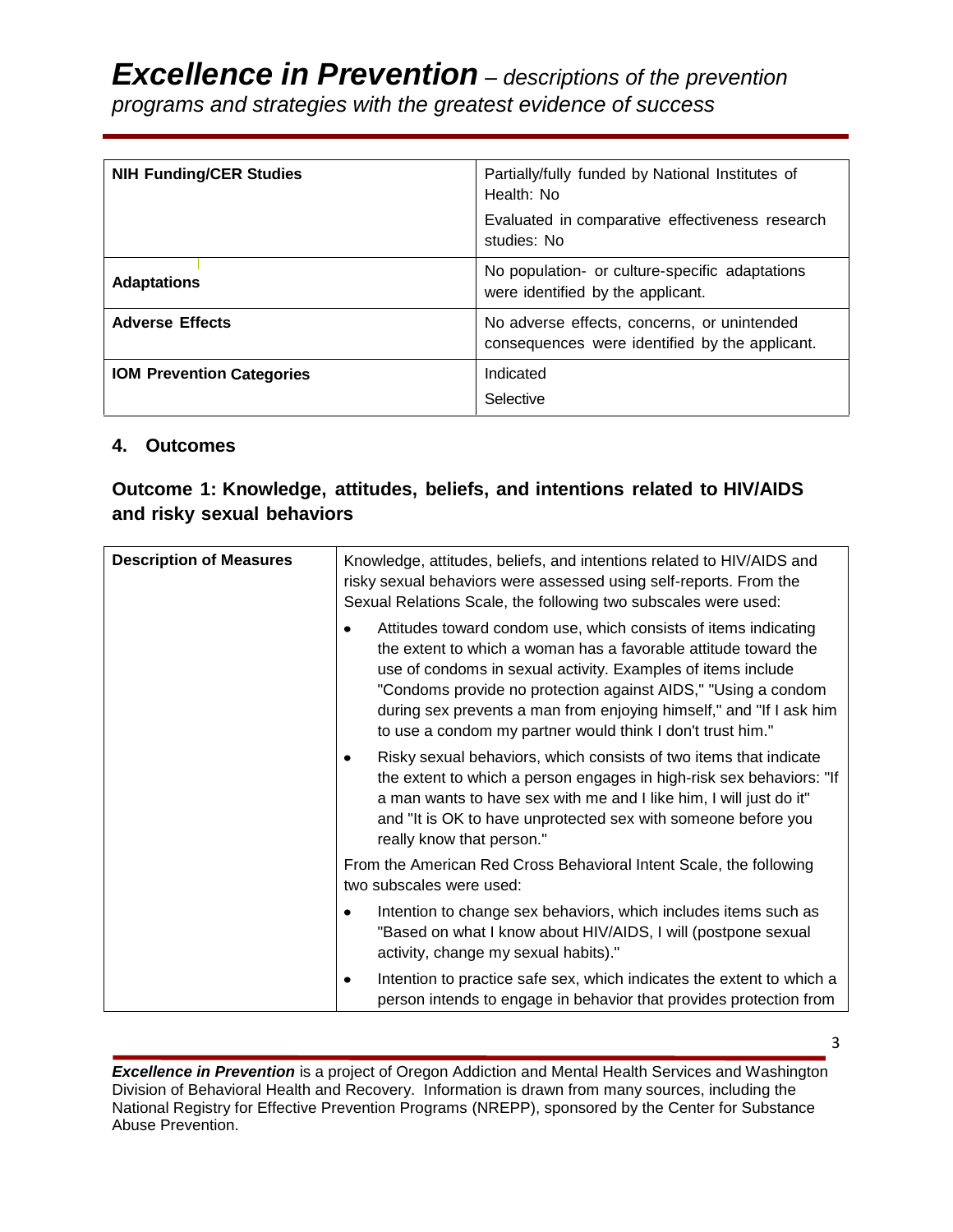| | |
|---|---|
| **NIH Funding/CER Studies** | Partially/fully funded by National Institutes of Health: No<br><br>Evaluated in comparative effectiveness research studies: No |
| **Adaptations** | No population- or culture-specific adaptations were identified by the applicant. |
| **Adverse Effects** | No adverse effects, concerns, or unintended consequences were identified by the applicant. |
| **IOM Prevention Categories** | Indicated<br><br>Selective |

## 4. Outcomes

### Outcome 1: Knowledge, attitudes, beliefs, and intentions related to HIV/AIDS and risky sexual behaviors

| | |
|---|---|
| **Description of Measures** | Knowledge, attitudes, beliefs, and intentions related to HIV/AIDS and risky sexual behaviors were assessed using self-reports. From the Sexual Relations Scale, the following two subscales were used:<br><br>• Attitudes toward condom use, which consists of items indicating the extent to which a woman has a favorable attitude toward the use of condoms in sexual activity. Examples of items include "Condoms provide no protection against AIDS," "Using a condom during sex prevents a man from enjoying himself," and "If I ask him to use a condom my partner would think I don't trust him."<br><br>• Risky sexual behaviors, which consists of two items that indicate the extent to which a person engages in high-risk sex behaviors: "If a man wants to have sex with me and I like him, I will just do it" and "It is OK to have unprotected sex with someone before you really know that person."<br><br>From the American Red Cross Behavioral Intent Scale, the following two subscales were used:<br><br>• Intention to change sex behaviors, which includes items such as "Based on what I know about HIV/AIDS, I will (postpone sexual activity, change my sexual habits)."<br><br>• Intention to practice safe sex, which indicates the extent to which a person intends to engage in behavior that provides protection from |

*Excellence in Prevention* is a project of Oregon Addiction and Mental Health Services and Washington Division of Behavioral Health and Recovery. Information is drawn from many sources, including the National Registry for Effective Prevention Programs (NREPP), sponsored by the Center for Substance Abuse Prevention.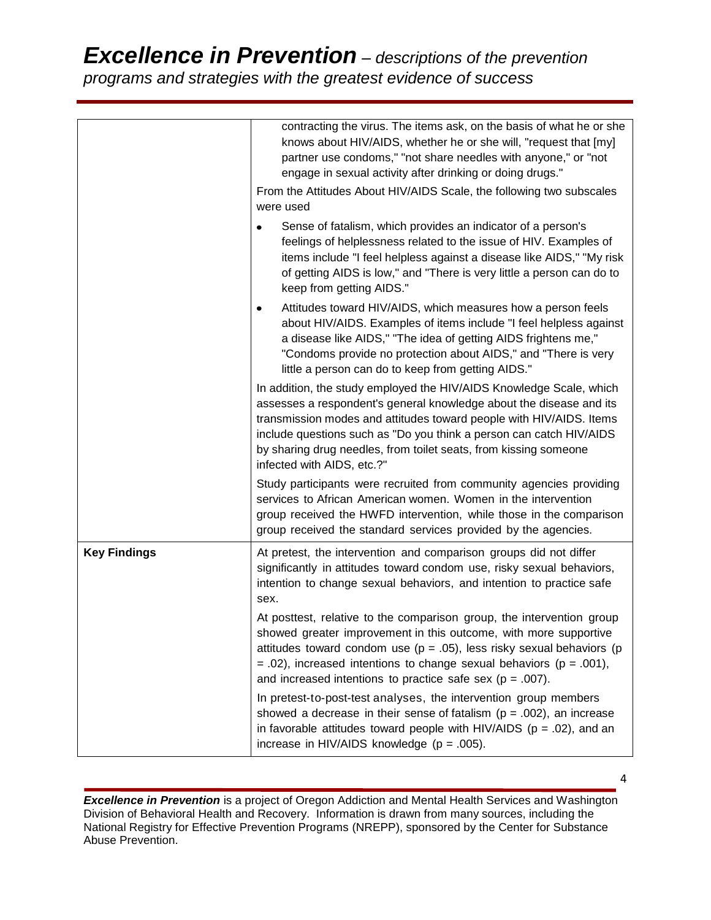| | |
|---|---|
| | contracting the virus. The items ask, on the basis of what he or she knows about HIV/AIDS, whether he or she will, "request that [my] partner use condoms," "not share needles with anyone," or "not engage in sexual activity after drinking or doing drugs."<br><br>From the Attitudes About HIV/AIDS Scale, the following two subscales were used<br><br>• Sense of fatalism, which provides an indicator of a person's feelings of helplessness related to the issue of HIV. Examples of items include "I feel helpless against a disease like AIDS," "My risk of getting AIDS is low," and "There is very little a person can do to keep from getting AIDS."<br><br>• Attitudes toward HIV/AIDS, which measures how a person feels about HIV/AIDS. Examples of items include "I feel helpless against a disease like AIDS," "The idea of getting AIDS frightens me," "Condoms provide no protection about AIDS," and "There is very little a person can do to keep from getting AIDS."<br><br>In addition, the study employed the HIV/AIDS Knowledge Scale, which assesses a respondent's general knowledge about the disease and its transmission modes and attitudes toward people with HIV/AIDS. Items include questions such as "Do you think a person can catch HIV/AIDS by sharing drug needles, from toilet seats, from kissing someone infected with AIDS, etc.?"<br><br>Study participants were recruited from community agencies providing services to African American women. Women in the intervention group received the HWFD intervention, while those in the comparison group received the standard services provided by the agencies. |
| **Key Findings** | At pretest, the intervention and comparison groups did not differ significantly in attitudes toward condom use, risky sexual behaviors, intention to change sexual behaviors, and intention to practice safe sex.<br><br>At posttest, relative to the comparison group, the intervention group showed greater improvement in this outcome, with more supportive attitudes toward condom use ($p = .05$), less risky sexual behaviors ($p = .02$), increased intentions to change sexual behaviors ($p = .001$), and increased intentions to practice safe sex ($p = .007$).<br><br>In pretest-to-post-test analyses, the intervention group members showed a decrease in their sense of fatalism ($p = .002$), an increase in favorable attitudes toward people with HIV/AIDS ($p = .02$), and an increase in HIV/AIDS knowledge ($p = .005$). |

***Excellence in Prevention*** is a project of Oregon Addiction and Mental Health Services and Washington Division of Behavioral Health and Recovery. Information is drawn from many sources, including the National Registry for Effective Prevention Programs (NREPP), sponsored by the Center for Substance Abuse Prevention.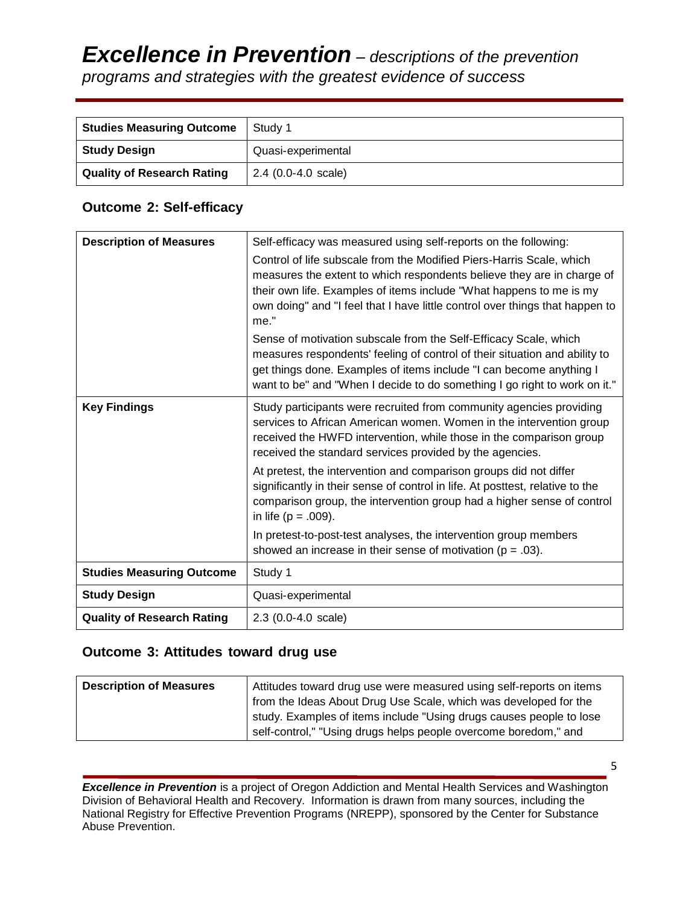| | |
|---|---|
| **Studies Measuring Outcome** | Study 1 |
| **Study Design** | Quasi-experimental |
| **Quality of Research Rating** | 2.4 (0.0-4.0 scale) |

## Outcome 2: Self-efficacy

| | |
|---|---|
| **Description of Measures** | Self-efficacy was measured using self-reports on the following:<br>Control of life subscale from the Modified Piers-Harris Scale, which measures the extent to which respondents believe they are in charge of their own life. Examples of items include "What happens to me is my own doing" and "I feel that I have little control over things that happen to me."<br>Sense of motivation subscale from the Self-Efficacy Scale, which measures respondents' feeling of control of their situation and ability to get things done. Examples of items include "I can become anything I want to be" and "When I decide to do something I go right to work on it." |
| **Key Findings** | Study participants were recruited from community agencies providing services to African American women. Women in the intervention group received the HWFD intervention, while those in the comparison group received the standard services provided by the agencies.<br>At pretest, the intervention and comparison groups did not differ significantly in their sense of control in life. At posttest, relative to the comparison group, the intervention group had a higher sense of control in life ($p = .009$).<br>In pretest-to-post-test analyses, the intervention group members showed an increase in their sense of motivation ($p = .03$). |
| **Studies Measuring Outcome** | Study 1 |
| **Study Design** | Quasi-experimental |
| **Quality of Research Rating** | 2.3 (0.0-4.0 scale) |

## Outcome 3: Attitudes toward drug use

| | |
|---|---|
| **Description of Measures** | Attitudes toward drug use were measured using self-reports on items from the Ideas About Drug Use Scale, which was developed for the study. Examples of items include "Using drugs causes people to lose self-control," "Using drugs helps people overcome boredom," and |

***Excellence in Prevention*** is a project of Oregon Addiction and Mental Health Services and Washington Division of Behavioral Health and Recovery. Information is drawn from many sources, including the National Registry for Effective Prevention Programs (NREPP), sponsored by the Center for Substance Abuse Prevention.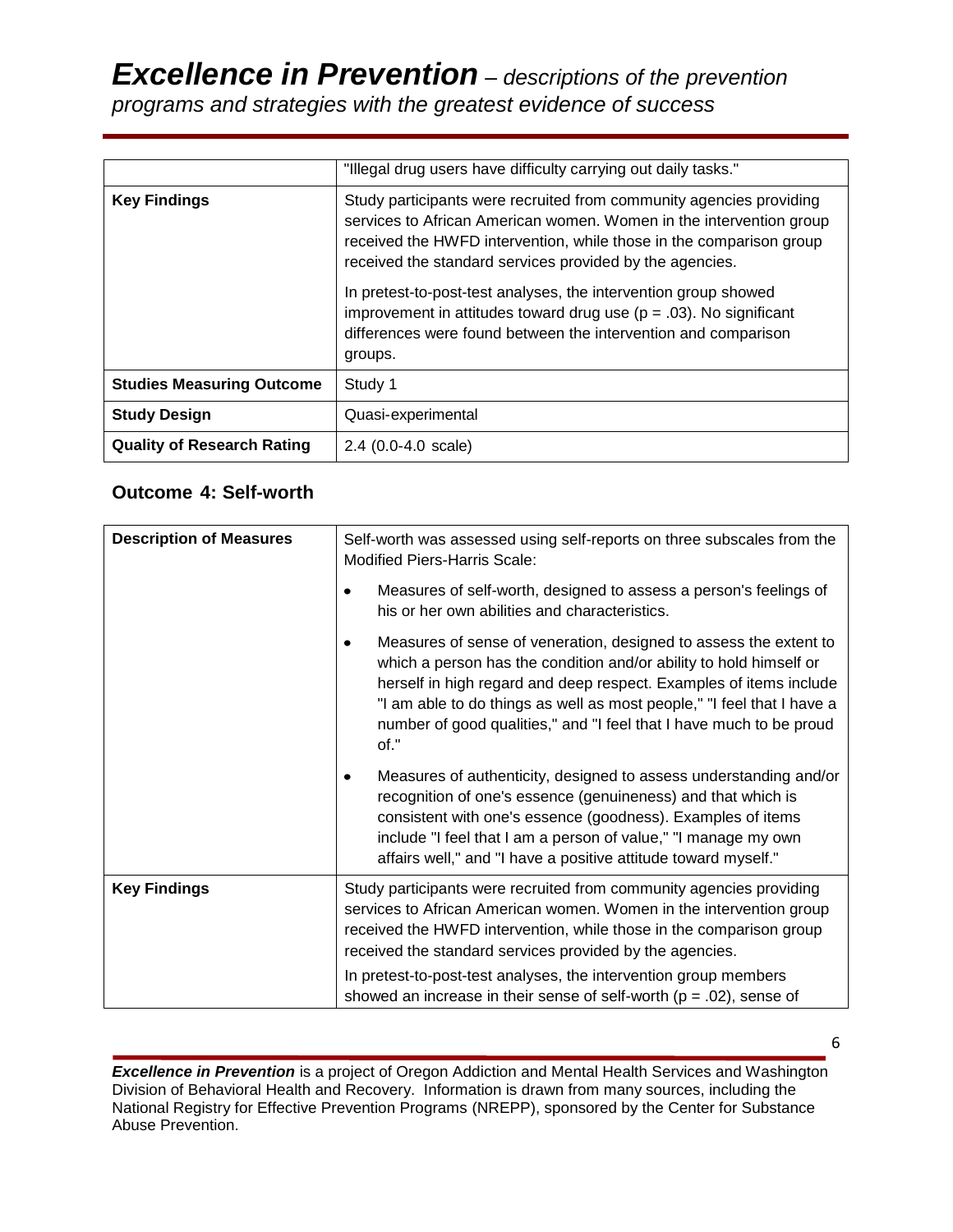| | |
|---|---|
| | "Illegal drug users have difficulty carrying out daily tasks." |
| **Key Findings** | Study participants were recruited from community agencies providing services to African American women. Women in the intervention group received the HWFD intervention, while those in the comparison group received the standard services provided by the agencies.<br><br>In pretest-to-post-test analyses, the intervention group showed improvement in attitudes toward drug use ($p = .03$). No significant differences were found between the intervention and comparison groups. |
| **Studies Measuring Outcome** | Study 1 |
| **Study Design** | Quasi-experimental |
| **Quality of Research Rating** | 2.4 (0.0-4.0 scale) |

### Outcome 4: Self-worth

| | |
|---|---|
| **Description of Measures** | Self-worth was assessed using self-reports on three subscales from the Modified Piers-Harris Scale:<br><br>• Measures of self-worth, designed to assess a person's feelings of his or her own abilities and characteristics.<br><br>• Measures of sense of veneration, designed to assess the extent to which a person has the condition and/or ability to hold himself or herself in high regard and deep respect. Examples of items include "I am able to do things as well as most people," "I feel that I have a number of good qualities," and "I feel that I have much to be proud of."<br><br>• Measures of authenticity, designed to assess understanding and/or recognition of one's essence (genuineness) and that which is consistent with one's essence (goodness). Examples of items include "I feel that I am a person of value," "I manage my own affairs well," and "I have a positive attitude toward myself." |
| **Key Findings** | Study participants were recruited from community agencies providing services to African American women. Women in the intervention group received the HWFD intervention, while those in the comparison group received the standard services provided by the agencies.<br><br>In pretest-to-post-test analyses, the intervention group members showed an increase in their sense of self-worth ($p = .02$), sense of |

***Excellence in Prevention*** is a project of Oregon Addiction and Mental Health Services and Washington Division of Behavioral Health and Recovery. Information is drawn from many sources, including the National Registry for Effective Prevention Programs (NREPP), sponsored by the Center for Substance Abuse Prevention.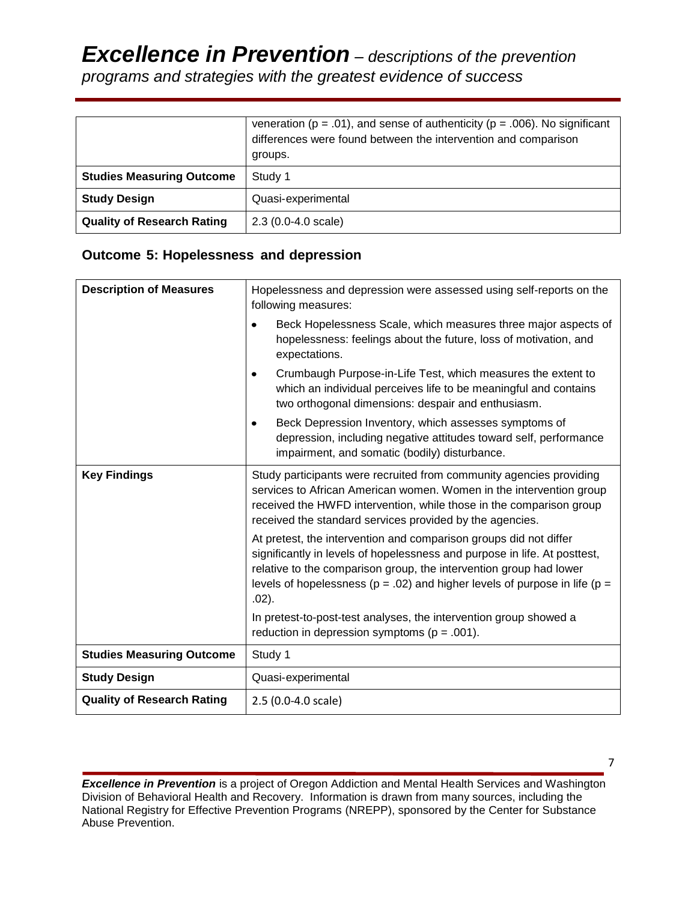| | |
|---|---|
| | veneration ($p = .01$), and sense of authenticity ($p = .006$). No significant differences were found between the intervention and comparison groups. |
| **Studies Measuring Outcome** | Study 1 |
| **Study Design** | Quasi-experimental |
| **Quality of Research Rating** | 2.3 (0.0-4.0 scale) |

### Outcome 5: Hopelessness and depression

| | |
|---|---|
| **Description of Measures** | Hopelessness and depression were assessed using self-reports on the following measures: <br>• Beck Hopelessness Scale, which measures three major aspects of hopelessness: feelings about the future, loss of motivation, and expectations. <br>• Crumbaugh Purpose-in-Life Test, which measures the extent to which an individual perceives life to be meaningful and contains two orthogonal dimensions: despair and enthusiasm. <br>• Beck Depression Inventory, which assesses symptoms of depression, including negative attitudes toward self, performance impairment, and somatic (bodily) disturbance. |
| **Key Findings** | Study participants were recruited from community agencies providing services to African American women. Women in the intervention group received the HWFD intervention, while those in the comparison group received the standard services provided by the agencies. <br><br>At pretest, the intervention and comparison groups did not differ significantly in levels of hopelessness and purpose in life. At posttest, relative to the comparison group, the intervention group had lower levels of hopelessness ($p = .02$) and higher levels of purpose in life ($p = .02$). <br><br>In pretest-to-post-test analyses, the intervention group showed a reduction in depression symptoms ($p = .001$). |
| **Studies Measuring Outcome** | Study 1 |
| **Study Design** | Quasi-experimental |
| **Quality of Research Rating** | 2.5 (0.0-4.0 scale) |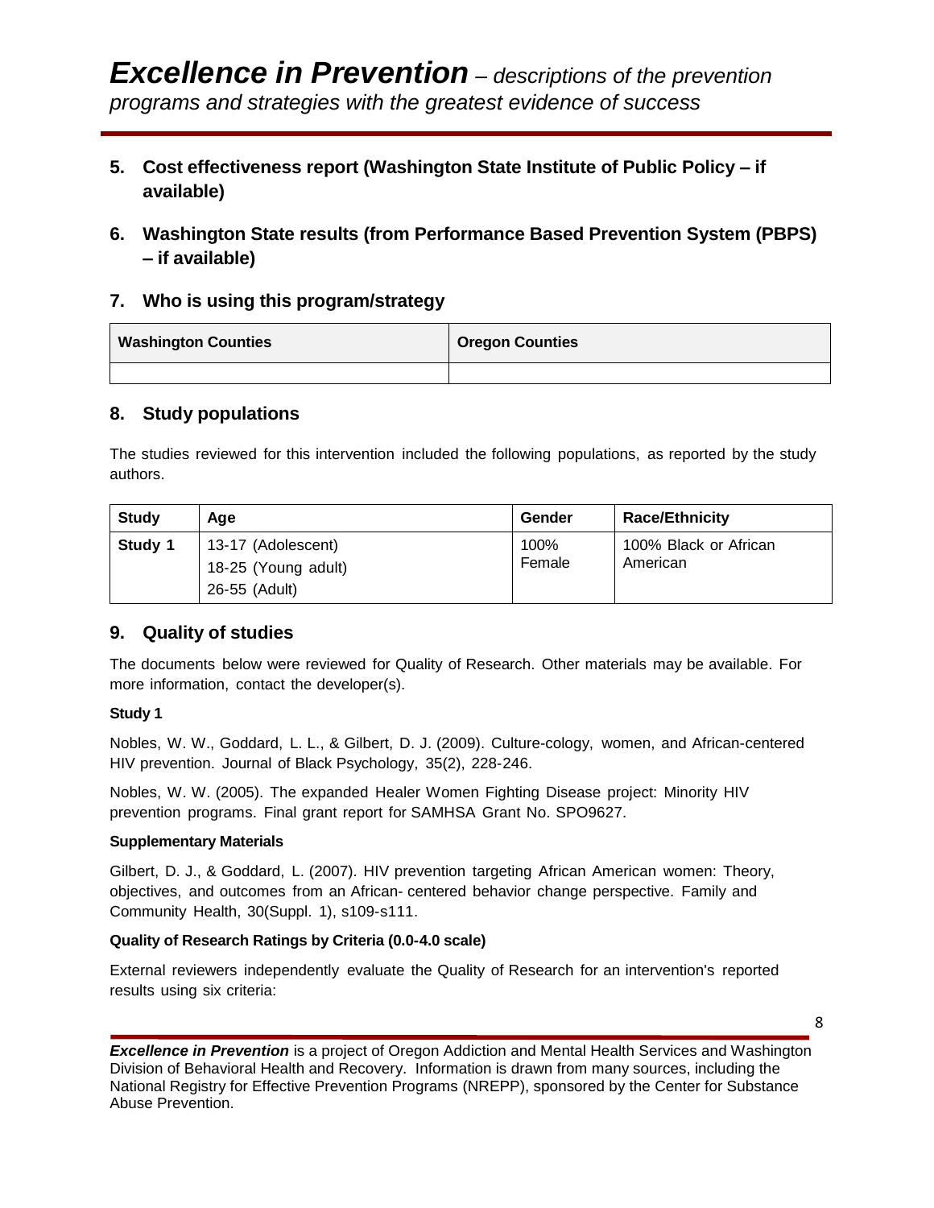## 5. Cost effectiveness report (Washington State Institute of Public Policy – if available)

## 6. Washington State results (from Performance Based Prevention System (PBPS) – if available)

## 7. Who is using this program/strategy

| Washington Counties | Oregon Counties |
|---|---|
| | |

## 8. Study populations

The studies reviewed for this intervention included the following populations, as reported by the study authors.

| Study | Age | Gender | Race/Ethnicity |
|---|---|---|---|
| **Study 1** | 13-17 (Adolescent)<br>18-25 (Young adult)<br>26-55 (Adult) | 100% Female | 100% Black or African American |

## 9. Quality of studies

The documents below were reviewed for Quality of Research. Other materials may be available. For more information, contact the developer(s).

**Study 1**

Nobles, W. W., Goddard, L. L., & Gilbert, D. J. (2009). Culture-cology, women, and African-centered HIV prevention. Journal of Black Psychology, 35(2), 228-246.

Nobles, W. W. (2005). The expanded Healer Women Fighting Disease project: Minority HIV prevention programs. Final grant report for SAMHSA Grant No. SPO9627.

**Supplementary Materials**

Gilbert, D. J., & Goddard, L. (2007). HIV prevention targeting African American women: Theory, objectives, and outcomes from an African- centered behavior change perspective. Family and Community Health, 30(Suppl. 1), s109-s111.

**Quality of Research Ratings by Criteria (0.0-4.0 scale)**

External reviewers independently evaluate the Quality of Research for an intervention's reported results using six criteria: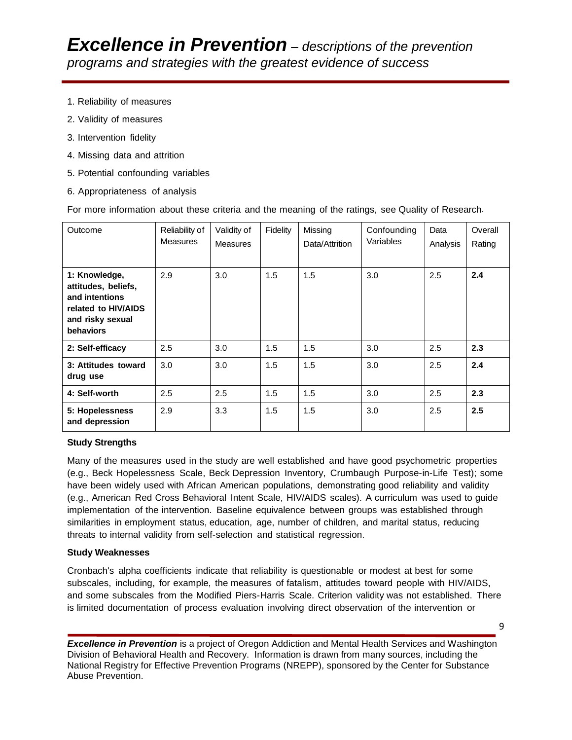1. Reliability of measures
2. Validity of measures
3. Intervention fidelity
4. Missing data and attrition
5. Potential confounding variables
6. Appropriateness of analysis

For more information about these criteria and the meaning of the ratings, see Quality of Research.

| Outcome | Reliability of Measures | Validity of Measures | Fidelity | Missing Data/Attrition | Confounding Variables | Data Analysis | Overall Rating |
|---|---|---|---|---|---|---|---|
| **1: Knowledge, attitudes, beliefs, and intentions related to HIV/AIDS and risky sexual behaviors** | 2.9 | 3.0 | 1.5 | 1.5 | 3.0 | 2.5 | **2.4** |
| **2: Self-efficacy** | 2.5 | 3.0 | 1.5 | 1.5 | 3.0 | 2.5 | **2.3** |
| **3: Attitudes toward drug use** | 3.0 | 3.0 | 1.5 | 1.5 | 3.0 | 2.5 | **2.4** |
| **4: Self-worth** | 2.5 | 2.5 | 1.5 | 1.5 | 3.0 | 2.5 | **2.3** |
| **5: Hopelessness and depression** | 2.9 | 3.3 | 1.5 | 1.5 | 3.0 | 2.5 | **2.5** |

**Study Strengths**

Many of the measures used in the study are well established and have good psychometric properties (e.g., Beck Hopelessness Scale, Beck Depression Inventory, Crumbaugh Purpose-in-Life Test); some have been widely used with African American populations, demonstrating good reliability and validity (e.g., American Red Cross Behavioral Intent Scale, HIV/AIDS scales). A curriculum was used to guide implementation of the intervention. Baseline equivalence between groups was established through similarities in employment status, education, age, number of children, and marital status, reducing threats to internal validity from self-selection and statistical regression.

**Study Weaknesses**

Cronbach's alpha coefficients indicate that reliability is questionable or modest at best for some subscales, including, for example, the measures of fatalism, attitudes toward people with HIV/AIDS, and some subscales from the Modified Piers-Harris Scale. Criterion validity was not established. There is limited documentation of process evaluation involving direct observation of the intervention or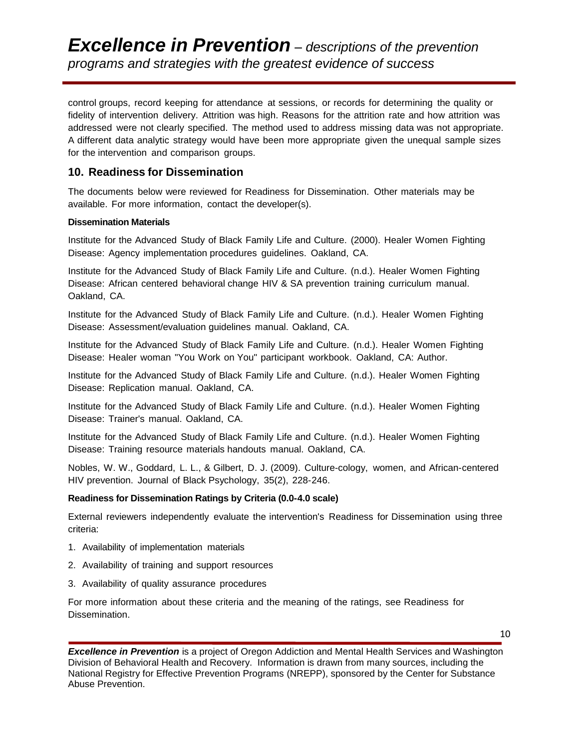control groups, record keeping for attendance at sessions, or records for determining the quality or fidelity of intervention delivery. Attrition was high. Reasons for the attrition rate and how attrition was addressed were not clearly specified. The method used to address missing data was not appropriate. A different data analytic strategy would have been more appropriate given the unequal sample sizes for the intervention and comparison groups.

## 10. Readiness for Dissemination

The documents below were reviewed for Readiness for Dissemination. Other materials may be available. For more information, contact the developer(s).

**Dissemination Materials**

Institute for the Advanced Study of Black Family Life and Culture. (2000). Healer Women Fighting Disease: Agency implementation procedures guidelines. Oakland, CA.

Institute for the Advanced Study of Black Family Life and Culture. (n.d.). Healer Women Fighting Disease: African centered behavioral change HIV & SA prevention training curriculum manual. Oakland, CA.

Institute for the Advanced Study of Black Family Life and Culture. (n.d.). Healer Women Fighting Disease: Assessment/evaluation guidelines manual. Oakland, CA.

Institute for the Advanced Study of Black Family Life and Culture. (n.d.). Healer Women Fighting Disease: Healer woman "You Work on You" participant workbook. Oakland, CA: Author.

Institute for the Advanced Study of Black Family Life and Culture. (n.d.). Healer Women Fighting Disease: Replication manual. Oakland, CA.

Institute for the Advanced Study of Black Family Life and Culture. (n.d.). Healer Women Fighting Disease: Trainer's manual. Oakland, CA.

Institute for the Advanced Study of Black Family Life and Culture. (n.d.). Healer Women Fighting Disease: Training resource materials handouts manual. Oakland, CA.

Nobles, W. W., Goddard, L. L., & Gilbert, D. J. (2009). Culture-cology, women, and African-centered HIV prevention. Journal of Black Psychology, 35(2), 228-246.

**Readiness for Dissemination Ratings by Criteria (0.0-4.0 scale)**

External reviewers independently evaluate the intervention's Readiness for Dissemination using three criteria:

1. Availability of implementation materials
2. Availability of training and support resources
3. Availability of quality assurance procedures

For more information about these criteria and the meaning of the ratings, see Readiness for Dissemination.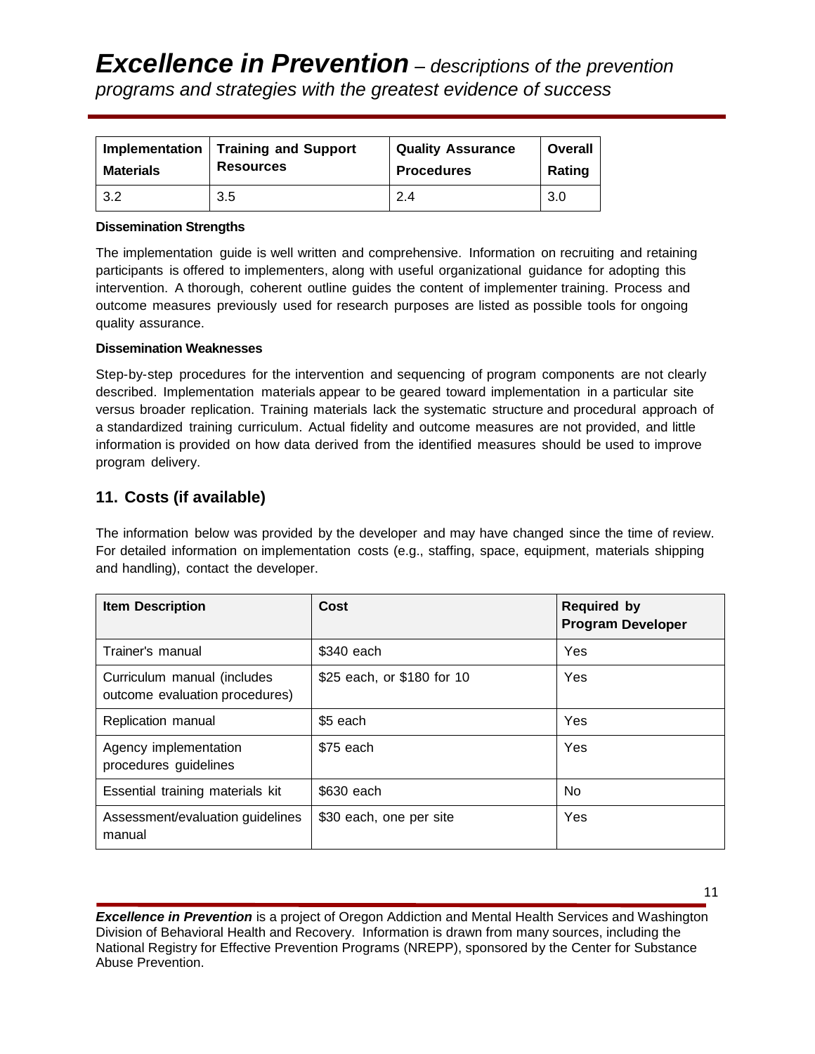| Implementation Materials | Training and Support Resources | Quality Assurance Procedures | Overall Rating |
|---|---|---|---|
| 3.2 | 3.5 | 2.4 | 3.0 |

**Dissemination Strengths**

The implementation guide is well written and comprehensive. Information on recruiting and retaining participants is offered to implementers, along with useful organizational guidance for adopting this intervention. A thorough, coherent outline guides the content of implementer training. Process and outcome measures previously used for research purposes are listed as possible tools for ongoing quality assurance.

**Dissemination Weaknesses**

Step-by-step procedures for the intervention and sequencing of program components are not clearly described. Implementation materials appear to be geared toward implementation in a particular site versus broader replication. Training materials lack the systematic structure and procedural approach of a standardized training curriculum. Actual fidelity and outcome measures are not provided, and little information is provided on how data derived from the identified measures should be used to improve program delivery.

## 11. Costs (if available)

The information below was provided by the developer and may have changed since the time of review. For detailed information on implementation costs (e.g., staffing, space, equipment, materials shipping and handling), contact the developer.

| Item Description | Cost | Required by Program Developer |
|---|---|---|
| Trainer's manual | $340 each | Yes |
| Curriculum manual (includes outcome evaluation procedures) | $25 each, or $180 for 10 | Yes |
| Replication manual | $5 each | Yes |
| Agency implementation procedures guidelines | $75 each | Yes |
| Essential training materials kit | $630 each | No |
| Assessment/evaluation guidelines manual | $30 each, one per site | Yes |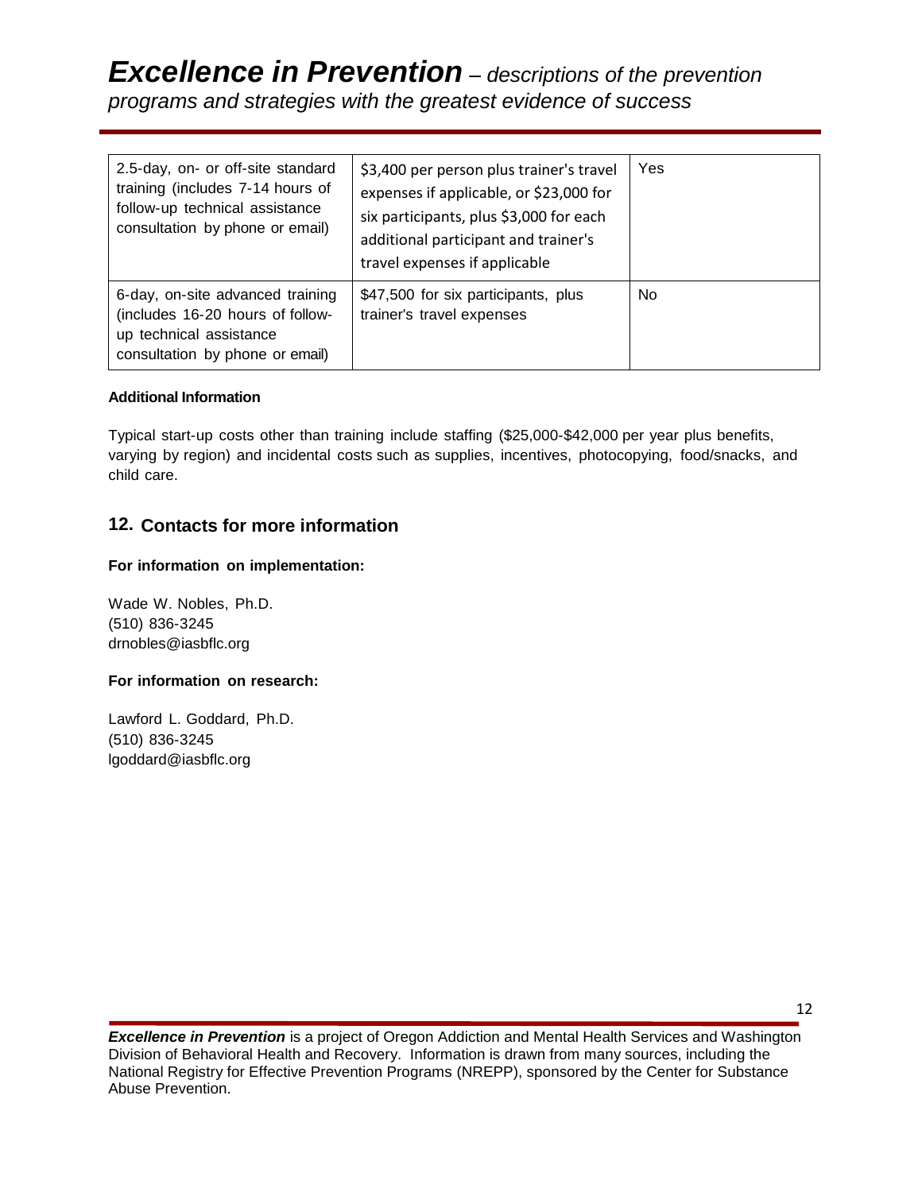| | | |
|---|---|---|
| 2.5-day, on- or off-site standard training (includes 7-14 hours of follow-up technical assistance consultation by phone or email) | $3,400 per person plus trainer's travel expenses if applicable, or $23,000 for six participants, plus $3,000 for each additional participant and trainer's travel expenses if applicable | Yes |
| 6-day, on-site advanced training (includes 16-20 hours of follow-up technical assistance consultation by phone or email) | $47,500 for six participants, plus trainer's travel expenses | No |

**Additional Information**

Typical start-up costs other than training include staffing ($25,000-$42,000 per year plus benefits, varying by region) and incidental costs such as supplies, incentives, photocopying, food/snacks, and child care.

## 12. Contacts for more information

**For information on implementation:**

Wade W. Nobles, Ph.D.
(510) 836-3245
drnobles@iasbflc.org

**For information on research:**

Lawford L. Goddard, Ph.D.
(510) 836-3245
lgoddard@iasbflc.org